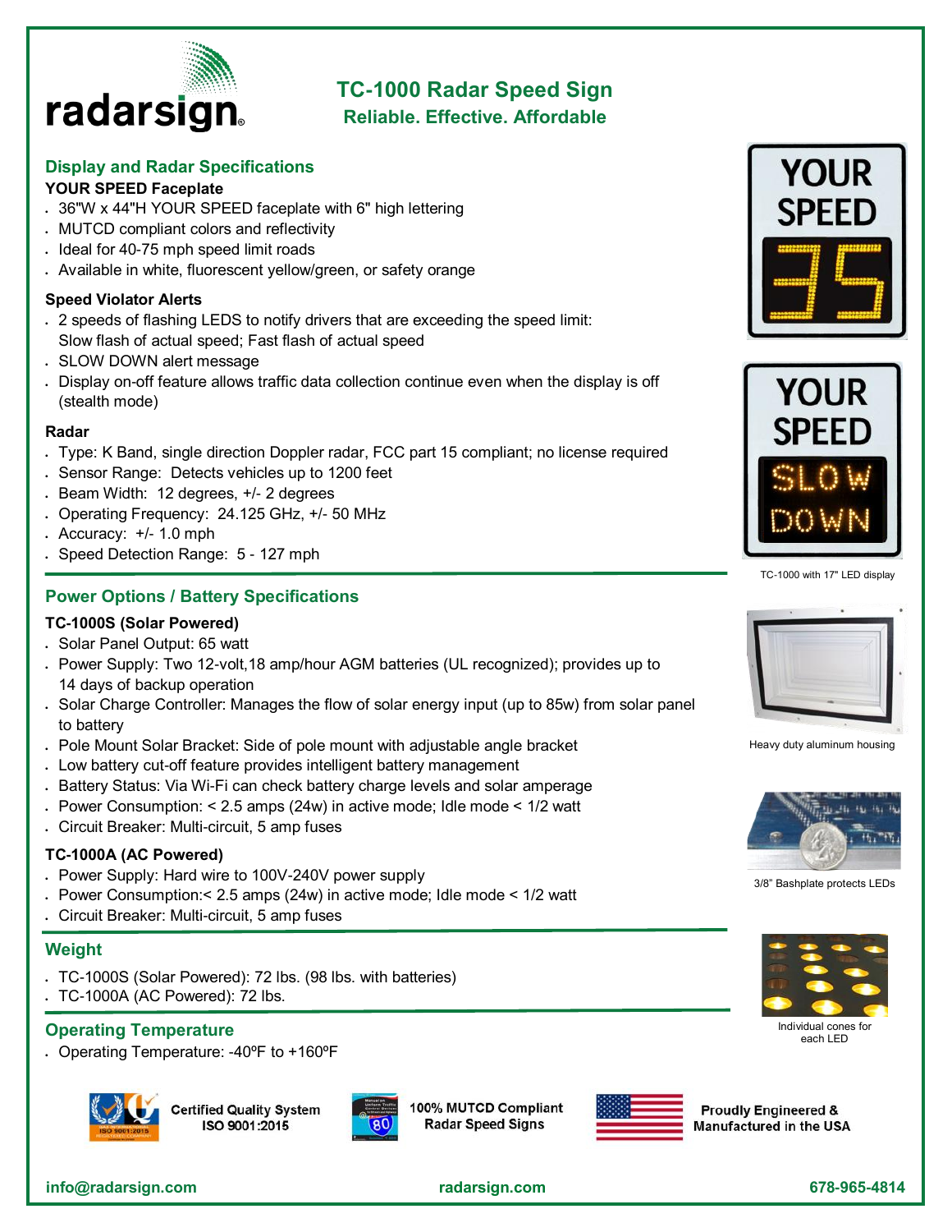# TC-1000 Radar Speed Sign

**Reliable. Effective. Affordable**

## Display and Radar Specifications

### YOUR SPEED Faceplate

- 36"W x 44"H YOUR SPEED faceplate with 6" high lettering
- MUTCD compliant colors and reflectivity
- Ideal for 40-75 mph speed limit roads
- Available in white, fluorescent yellow/green, or safety orange

### Speed Violator Alerts

- 2 speeds of flashing LEDS to notify drivers that are exceeding the speed limit: Slow flash of actual speed; Fast flash of actual speed
- SLOW DOWN alert message
- Display on-off feature allows traffic data collection continue even when the display is off (stealth mode)

### Radar

- Type: K Band, single direction Doppler radar, FCC part 15 compliant; no license required
- Sensor Range: Detects vehicles up to 1200 feet
- Beam Width: 12 degrees, +/- 2 degrees
- Operating Frequency: 24.125 GHz, +/- 50 MHz
- Accuracy: +/- 1.0 mph
- Speed Detection Range: 5 - 127 mph

TC-1000 with 17" LED display

## Power Options / Battery Specifications

### TC-1000S (Solar Powered)

- Solar Panel Output: 65 watt
- Power Supply: Two 12-volt,18 amp/hour AGM batteries (UL recognized); provides up to 14 days of backup operation
- Solar Charge Controller: Manages the flow of solar energy input (up to 85w) from solar panel to battery
- Pole Mount Solar Bracket: Side of pole mount with adjustable angle bracket
- Low battery cut-off feature provides intelligent battery management
- Battery Status: Via Wi-Fi can check battery charge levels and solar amperage
- Power Consumption: < 2.5 amps (24w) in active mode; Idle mode < 1/2 watt
- Circuit Breaker: Multi-circuit, 5 amp fuses

### TC-1000A (AC Powered)

- Power Supply: Hard wire to 100V-240V power supply
- Power Consumption:< 2.5 amps (24w) in active mode; Idle mode < 1/2 watt
- Circuit Breaker: Multi-circuit, 5 amp fuses

Heavy duty aluminum housing

3/8" Bashplate protects LEDs

## Weight

- TC-1000S (Solar Powered): 72 lbs. (98 lbs. with batteries)
- TC-1000A (AC Powered): 72 lbs.

Individual cones for each LED

## Operating Temperature

- Operating Temperature: -40ºF to +160ºF

Certified Quality System ISO 9001:2015

100% MUTCD Compliant Radar Speed Signs

Proudly Engineered & Manufactured in the USA

info@radarsign.com radarsign.com 678-965-4814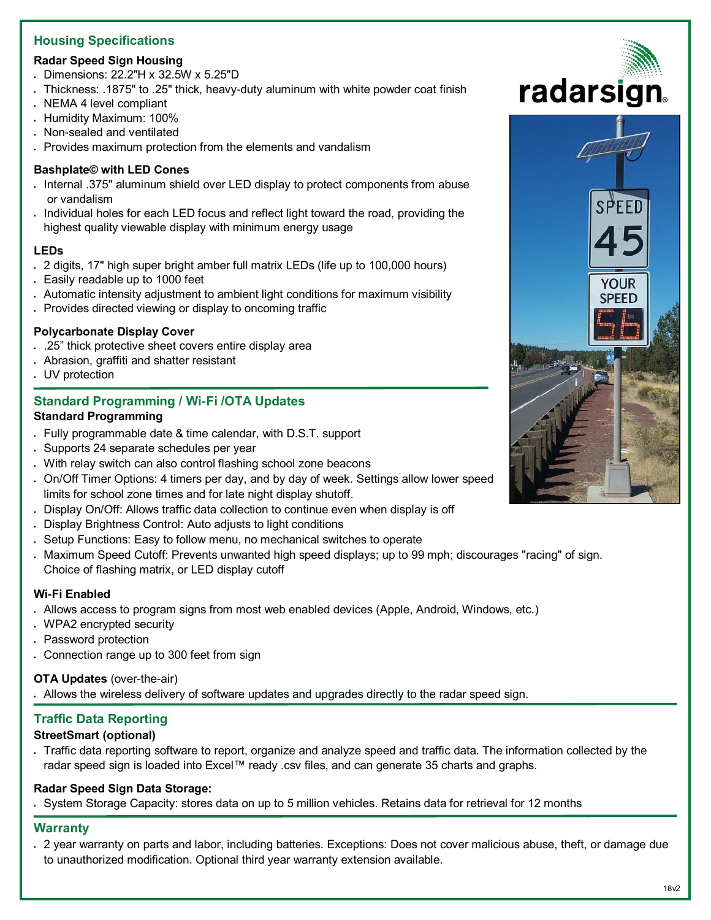## Housing Specifications

### Radar Speed Sign Housing

- Dimensions: 22.2"H x 32.5W x 5.25"D
- Thickness: .1875" to .25" thick, heavy-duty aluminum with white powder coat finish
- NEMA 4 level compliant
- Humidity Maximum: 100%
- Non-sealed and ventilated
- Provides maximum protection from the elements and vandalism

### Bashplate© with LED Cones

- Internal .375" aluminum shield over LED display to protect components from abuse or vandalism
- Individual holes for each LED focus and reflect light toward the road, providing the highest quality viewable display with minimum energy usage

### LEDs

- 2 digits, 17" high super bright amber full matrix LEDs (life up to 100,000 hours)
- Easily readable up to 1000 feet
- Automatic intensity adjustment to ambient light conditions for maximum visibility
- Provides directed viewing or display to oncoming traffic

### Polycarbonate Display Cover

- .25" thick protective sheet covers entire display area
- Abrasion, graffiti and shatter resistant
- UV protection

## Standard Programming / Wi-Fi /OTA Updates

### Standard Programming

- Fully programmable date & time calendar, with D.S.T. support
- Supports 24 separate schedules per year
- With relay switch can also control flashing school zone beacons
- On/Off Timer Options: 4 timers per day, and by day of week. Settings allow lower speed limits for school zone times and for late night display shutoff.
- Display On/Off: Allows traffic data collection to continue even when display is off
- Display Brightness Control: Auto adjusts to light conditions
- Setup Functions: Easy to follow menu, no mechanical switches to operate
- Maximum Speed Cutoff: Prevents unwanted high speed displays; up to 99 mph; discourages "racing" of sign. Choice of flashing matrix, or LED display cutoff

### Wi-Fi Enabled

- Allows access to program signs from most web enabled devices (Apple, Android, Windows, etc.)
- WPA2 encrypted security
- Password protection
- Connection range up to 300 feet from sign

### OTA Updates (over-the-air)

- Allows the wireless delivery of software updates and upgrades directly to the radar speed sign.

## Traffic Data Reporting

### StreetSmart (optional)

- Traffic data reporting software to report, organize and analyze speed and traffic data. The information collected by the radar speed sign is loaded into Excel™ ready .csv files, and can generate 35 charts and graphs.

### Radar Speed Sign Data Storage:

- System Storage Capacity: stores data on up to 5 million vehicles. Retains data for retrieval for 12 months

## Warranty

- 2 year warranty on parts and labor, including batteries. Exceptions: Does not cover malicious abuse, theft, or damage due to unauthorized modification. Optional third year warranty extension available.

18v2